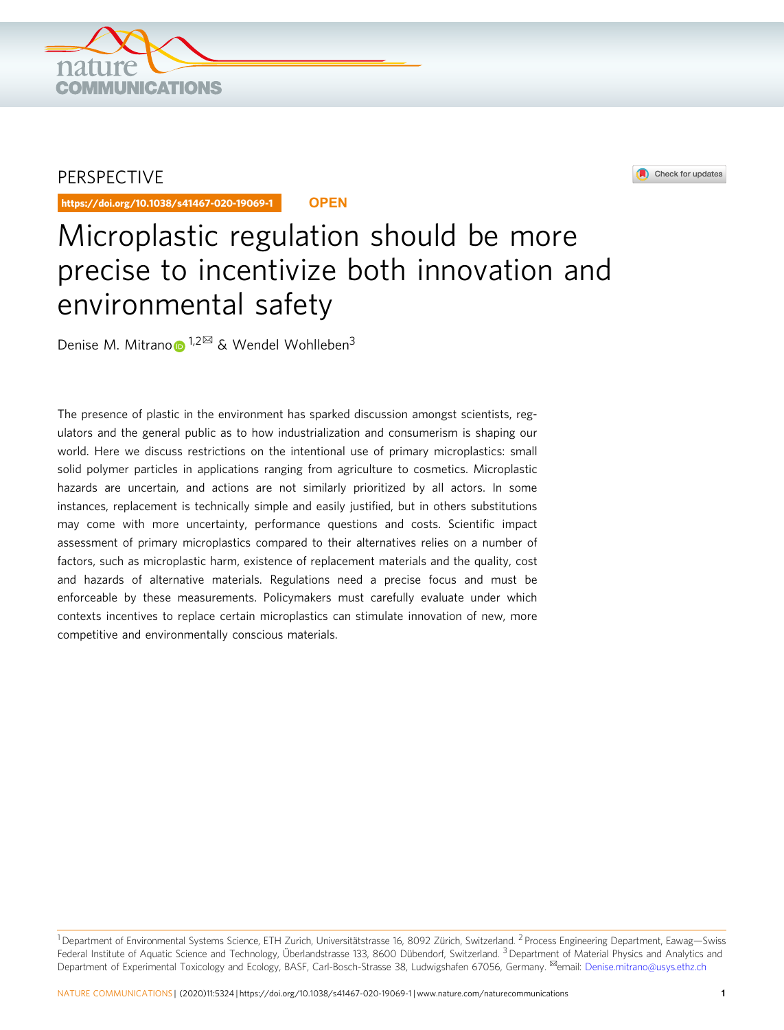PERSPECTIVE

https://doi.org/10.1038/s41467-020-19069-1 OPEN

# Microplastic regulation should be more precise to incentivize both innovation and environmental safety

Denise M. Mitrano[1,2✉] & Wendel Wohlleben[3]

The presence of plastic in the environment has sparked discussion amongst scientists, regulators and the general public as to how industrialization and consumerism is shaping our world. Here we discuss restrictions on the intentional use of primary microplastics: small solid polymer particles in applications ranging from agriculture to cosmetics. Microplastic hazards are uncertain, and actions are not similarly prioritized by all actors. In some instances, replacement is technically simple and easily justified, but in others substitutions may come with more uncertainty, performance questions and costs. Scientific impact assessment of primary microplastics compared to their alternatives relies on a number of factors, such as microplastic harm, existence of replacement materials and the quality, cost and hazards of alternative materials. Regulations need a precise focus and must be enforceable by these measurements. Policymakers must carefully evaluate under which contexts incentives to replace certain microplastics can stimulate innovation of new, more competitive and environmentally conscious materials.

[1] Department of Environmental Systems Science, ETH Zurich, Universitätstrasse 16, 8092 Zürich, Switzerland. [2] Process Engineering Department, Eawag—Swiss Federal Institute of Aquatic Science and Technology, Überlandstrasse 133, 8600 Dübendorf, Switzerland. [3] Department of Material Physics and Analytics and Department of Experimental Toxicology and Ecology, BASF, Carl-Bosch-Strasse 38, Ludwigshafen 67056, Germany. ✉email: Denise.mitrano@usys.ethz.ch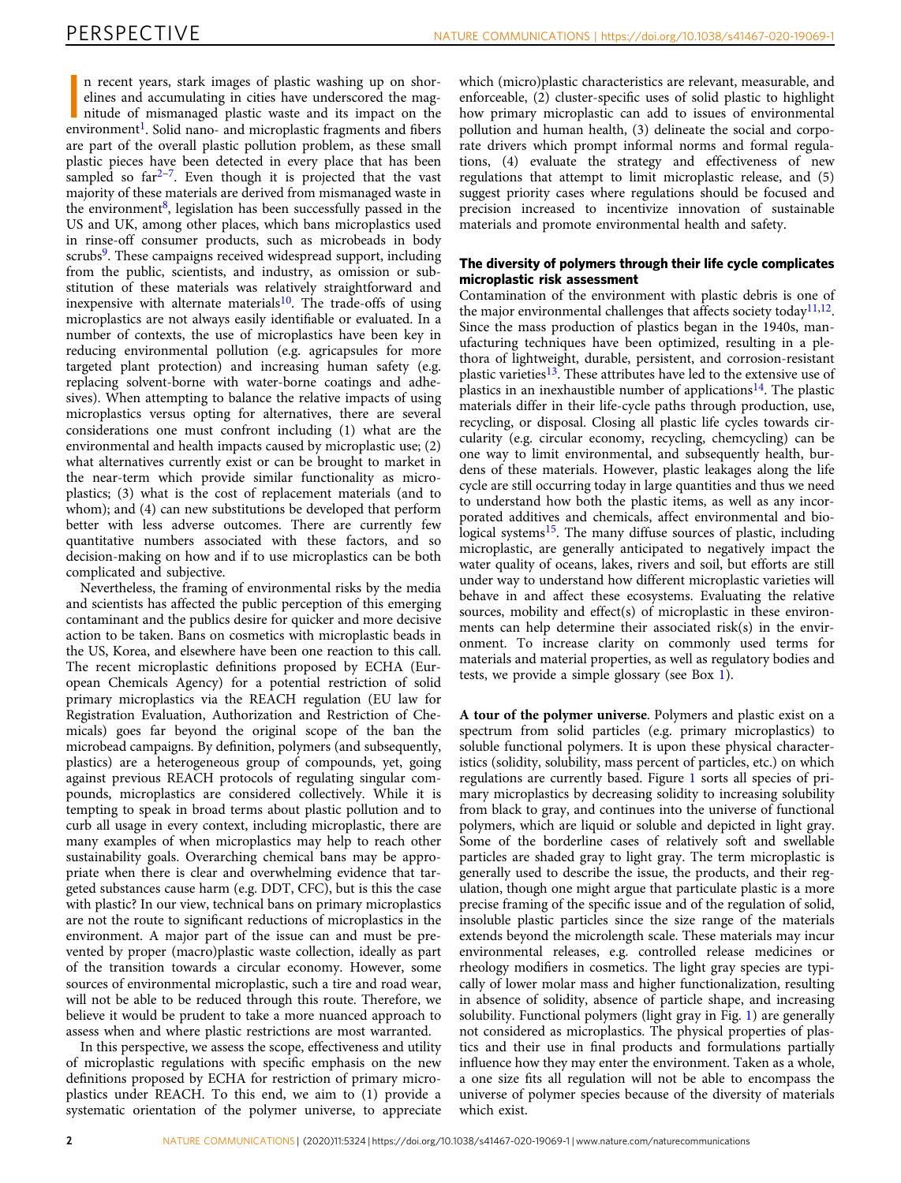In recent years, stark images of plastic washing up on shorelines and accumulating in cities have underscored the magnitude of mismanaged plastic waste and its impact on the environment[1]. Solid nano- and microplastic fragments and fibers are part of the overall plastic pollution problem, as these small plastic pieces have been detected in every place that has been sampled so far[2–7]. Even though it is projected that the vast majority of these materials are derived from mismanaged waste in the environment[8], legislation has been successfully passed in the US and UK, among other places, which bans microplastics used in rinse-off consumer products, such as microbeads in body scrubs[9]. These campaigns received widespread support, including from the public, scientists, and industry, as omission or substitution of these materials was relatively straightforward and inexpensive with alternate materials[10]. The trade-offs of using microplastics are not always easily identifiable or evaluated. In a number of contexts, the use of microplastics have been key in reducing environmental pollution (e.g. agricapsules for more targeted plant protection) and increasing human safety (e.g. replacing solvent-borne with water-borne coatings and adhesives). When attempting to balance the relative impacts of using microplastics versus opting for alternatives, there are several considerations one must confront including (1) what are the environmental and health impacts caused by microplastic use; (2) what alternatives currently exist or can be brought to market in the near-term which provide similar functionality as microplastics; (3) what is the cost of replacement materials (and to whom); and (4) can new substitutions be developed that perform better with less adverse outcomes. There are currently few quantitative numbers associated with these factors, and so decision-making on how and if to use microplastics can be both complicated and subjective.

Nevertheless, the framing of environmental risks by the media and scientists has affected the public perception of this emerging contaminant and the publics desire for quicker and more decisive action to be taken. Bans on cosmetics with microplastic beads in the US, Korea, and elsewhere have been one reaction to this call. The recent microplastic definitions proposed by ECHA (European Chemicals Agency) for a potential restriction of solid primary microplastics via the REACH regulation (EU law for Registration Evaluation, Authorization and Restriction of Chemicals) goes far beyond the original scope of the ban the microbead campaigns. By definition, polymers (and subsequently, plastics) are a heterogeneous group of compounds, yet, going against previous REACH protocols of regulating singular compounds, microplastics are considered collectively. While it is tempting to speak in broad terms about plastic pollution and to curb all usage in every context, including microplastic, there are many examples of when microplastics may help to reach other sustainability goals. Overarching chemical bans may be appropriate when there is clear and overwhelming evidence that targeted substances cause harm (e.g. DDT, CFC), but is this the case with plastic? In our view, technical bans on primary microplastics are not the route to significant reductions of microplastics in the environment. A major part of the issue can and must be prevented by proper (macro)plastic waste collection, ideally as part of the transition towards a circular economy. However, some sources of environmental microplastic, such a tire and road wear, will not be able to be reduced through this route. Therefore, we believe it would be prudent to take a more nuanced approach to assess when and where plastic restrictions are most warranted.

In this perspective, we assess the scope, effectiveness and utility of microplastic regulations with specific emphasis on the new definitions proposed by ECHA for restriction of primary microplastics under REACH. To this end, we aim to (1) provide a systematic orientation of the polymer universe, to appreciate which (micro)plastic characteristics are relevant, measurable, and enforceable, (2) cluster-specific uses of solid plastic to highlight how primary microplastic can add to issues of environmental pollution and human health, (3) delineate the social and corporate drivers which prompt informal norms and formal regulations, (4) evaluate the strategy and effectiveness of new regulations that attempt to limit microplastic release, and (5) suggest priority cases where regulations should be focused and precision increased to incentivize innovation of sustainable materials and promote environmental health and safety.

## The diversity of polymers through their life cycle complicates microplastic risk assessment

Contamination of the environment with plastic debris is one of the major environmental challenges that affects society today[11,12]. Since the mass production of plastics began in the 1940s, manufacturing techniques have been optimized, resulting in a plethora of lightweight, durable, persistent, and corrosion-resistant plastic varieties[13]. These attributes have led to the extensive use of plastics in an inexhaustible number of applications[14]. The plastic materials differ in their life-cycle paths through production, use, recycling, or disposal. Closing all plastic life cycles towards circularity (e.g. circular economy, recycling, chemcycling) can be one way to limit environmental, and subsequently health, burdens of these materials. However, plastic leakages along the life cycle are still occurring today in large quantities and thus we need to understand how both the plastic items, as well as any incorporated additives and chemicals, affect environmental and biological systems[15]. The many diffuse sources of plastic, including microplastic, are generally anticipated to negatively impact the water quality of oceans, lakes, rivers and soil, but efforts are still under way to understand how different microplastic varieties will behave in and affect these ecosystems. Evaluating the relative sources, mobility and effect(s) of microplastic in these environments can help determine their associated risk(s) in the environment. To increase clarity on commonly used terms for materials and material properties, as well as regulatory bodies and tests, we provide a simple glossary (see Box 1).

**A tour of the polymer universe**. Polymers and plastic exist on a spectrum from solid particles (e.g. primary microplastics) to soluble functional polymers. It is upon these physical characteristics (solidity, solubility, mass percent of particles, etc.) on which regulations are currently based. Figure 1 sorts all species of primary microplastics by decreasing solidity to increasing solubility from black to gray, and continues into the universe of functional polymers, which are liquid or soluble and depicted in light gray. Some of the borderline cases of relatively soft and swellable particles are shaded gray to light gray. The term microplastic is generally used to describe the issue, the products, and their regulation, though one might argue that particulate plastic is a more precise framing of the specific issue and of the regulation of solid, insoluble plastic particles since the size range of the materials extends beyond the microlength scale. These materials may incur environmental releases, e.g. controlled release medicines or rheology modifiers in cosmetics. The light gray species are typically of lower molar mass and higher functionalization, resulting in absence of solidity, absence of particle shape, and increasing solubility. Functional polymers (light gray in Fig. 1) are generally not considered as microplastics. The physical properties of plastics and their use in final products and formulations partially influence how they may enter the environment. Taken as a whole, a one size fits all regulation will not be able to encompass the universe of polymer species because of the diversity of materials which exist.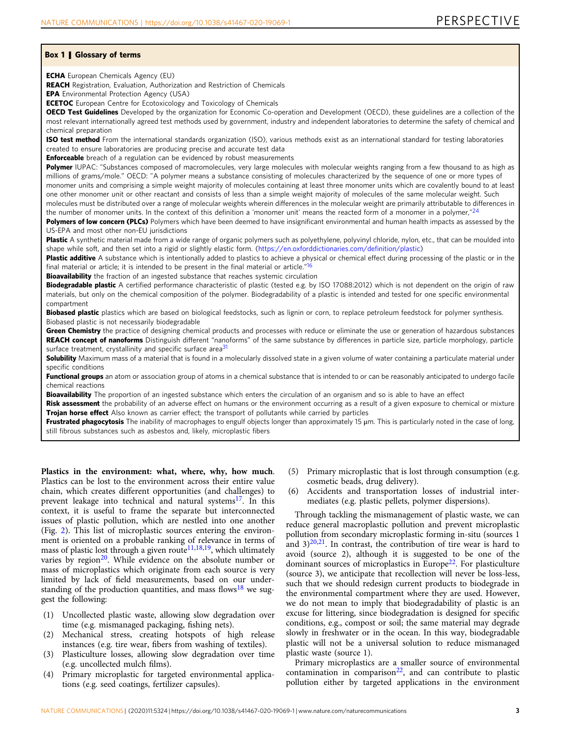### Box 1 | Glossary of terms

**ECHA** European Chemicals Agency (EU)

**REACH** Registration, Evaluation, Authorization and Restriction of Chemicals

**EPA** Environmental Protection Agency (USA)

**ECETOC** European Centre for Ecotoxicology and Toxicology of Chemicals

**OECD Test Guidelines** Developed by the organization for Economic Co-operation and Development (OECD), these guidelines are a collection of the most relevant internationally agreed test methods used by government, industry and independent laboratories to determine the safety of chemical and chemical preparation

**ISO test method** From the international standards organization (ISO), various methods exist as an international standard for testing laboratories created to ensure laboratories are producing precise and accurate test data

**Enforceable** breach of a regulation can be evidenced by robust measurements

**Polymer** IUPAC: "Substances composed of macromolecules, very large molecules with molecular weights ranging from a few thousand to as high as millions of grams/mole." OECD: "A polymer means a substance consisting of molecules characterized by the sequence of one or more types of monomer units and comprising a simple weight majority of molecules containing at least three monomer units which are covalently bound to at least one other monomer unit or other reactant and consists of less than a simple weight majority of molecules of the same molecular weight. Such molecules must be distributed over a range of molecular weights wherein differences in the molecular weight are primarily attributable to differences in the number of monomer units. In the context of this definition a 'monomer unit' means the reacted form of a monomer in a polymer,"[24]

**Polymers of low concern (PLCs)** Polymers which have been deemed to have insignificant environmental and human health impacts as assessed by the US-EPA and most other non-EU jurisdictions

**Plastic** A synthetic material made from a wide range of organic polymers such as polyethylene, polyvinyl chloride, nylon, etc., that can be moulded into shape while soft, and then set into a rigid or slightly elastic form. (https://en.oxforddictionaries.com/definition/plastic)

**Plastic additive** A substance which is intentionally added to plastics to achieve a physical or chemical effect during processing of the plastic or in the final material or article; it is intended to be present in the final material or article."[16]

**Bioavailability** the fraction of an ingested substance that reaches systemic circulation

**Biodegradable plastic** A certified performance characteristic of plastic (tested e.g. by ISO 17088:2012) which is not dependent on the origin of raw materials, but only on the chemical composition of the polymer. Biodegradability of a plastic is intended and tested for one specific environmental compartment

**Biobased plastic** plastics which are based on biological feedstocks, such as lignin or corn, to replace petroleum feedstock for polymer synthesis. Biobased plastic is not necessarily biodegradable

**Green Chemistry** the practice of designing chemical products and processes with reduce or eliminate the use or generation of hazardous substances

**REACH concept of nanoforms** Distinguish different "nanoforms" of the same substance by differences in particle size, particle morphology, particle surface treatment, crystallinity and specific surface area[31]

**Solubility** Maximum mass of a material that is found in a molecularly dissolved state in a given volume of water containing a particulate material under specific conditions

**Functional groups** an atom or association group of atoms in a chemical substance that is intended to or can be reasonably anticipated to undergo facile chemical reactions

**Bioavailability** The proportion of an ingested substance which enters the circulation of an organism and so is able to have an effect

**Risk assessment** the probability of an adverse effect on humans or the environment occurring as a result of a given exposure to chemical or mixture

**Trojan horse effect** Also known as carrier effect; the transport of pollutants while carried by particles

**Frustrated phagocytosis** The inability of macrophages to engulf objects longer than approximately 15 µm. This is particularly noted in the case of long, still fibrous substances such as asbestos and, likely, microplastic fibers

**Plastics in the environment: what, where, why, how much**. Plastics can be lost to the environment across their entire value chain, which creates different opportunities (and challenges) to prevent leakage into technical and natural systems[17]. In this context, it is useful to frame the separate but interconnected issues of plastic pollution, which are nestled into one another (Fig. 2). This list of microplastic sources entering the environment is oriented on a probable ranking of relevance in terms of mass of plastic lost through a given route[11,18,19], which ultimately varies by region[20]. While evidence on the absolute number or mass of microplastics which originate from each source is very limited by lack of field measurements, based on our understanding of the production quantities, and mass flows[18] we suggest the following:

(1) Uncollected plastic waste, allowing slow degradation over time (e.g. mismanaged packaging, fishing nets).
(2) Mechanical stress, creating hotspots of high release instances (e.g. tire wear, fibers from washing of textiles).
(3) Plasticulture losses, allowing slow degradation over time (e.g. uncollected mulch films).
(4) Primary microplastic for targeted environmental applications (e.g. seed coatings, fertilizer capsules).
(5) Primary microplastic that is lost through consumption (e.g. cosmetic beads, drug delivery).
(6) Accidents and transportation losses of industrial intermediates (e.g. plastic pellets, polymer dispersions).

Through tackling the mismanagement of plastic waste, we can reduce general macroplastic pollution and prevent microplastic pollution from secondary microplastic forming in-situ (sources 1 and 3)[20,21]. In contrast, the contribution of tire wear is hard to avoid (source 2), although it is suggested to be one of the dominant sources of microplastics in Europe[22]. For plasticulture (source 3), we anticipate that recollection will never be loss-less, such that we should redesign current products to biodegrade in the environmental compartment where they are used. However, we do not mean to imply that biodegradability of plastic is an excuse for littering, since biodegradation is designed for specific conditions, e.g., compost or soil; the same material may degrade slowly in freshwater or in the ocean. In this way, biodegradable plastic will not be a universal solution to reduce mismanaged plastic waste (source 1).

Primary microplastics are a smaller source of environmental contamination in comparison[22], and can contribute to plastic pollution either by targeted applications in the environment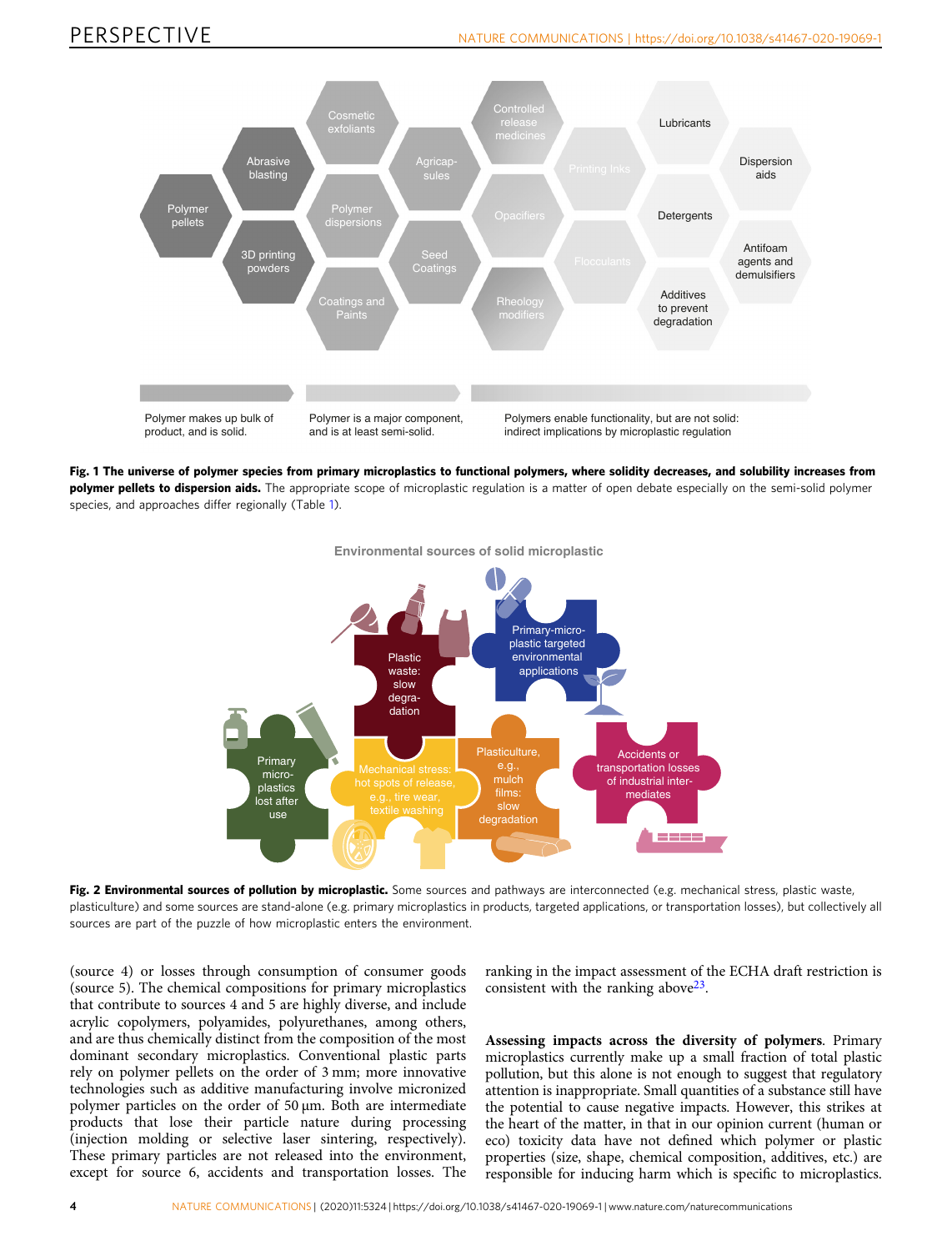**Fig. 1 The universe of polymer species from primary microplastics to functional polymers, where solidity decreases, and solubility increases from polymer pellets to dispersion aids.** The appropriate scope of microplastic regulation is a matter of open debate especially on the semi-solid polymer species, and approaches differ regionally (Table 1).

**Fig. 2 Environmental sources of pollution by microplastic.** Some sources and pathways are interconnected (e.g. mechanical stress, plastic waste, plasticulture) and some sources are stand-alone (e.g. primary microplastics in products, targeted applications, or transportation losses), but collectively all sources are part of the puzzle of how microplastic enters the environment.

(source 4) or losses through consumption of consumer goods (source 5). The chemical compositions for primary microplastics that contribute to sources 4 and 5 are highly diverse, and include acrylic copolymers, polyamides, polyurethanes, among others, and are thus chemically distinct from the composition of the most dominant secondary microplastics. Conventional plastic parts rely on polymer pellets on the order of 3 mm; more innovative technologies such as additive manufacturing involve micronized polymer particles on the order of 50 µm. Both are intermediate products that lose their particle nature during processing (injection molding or selective laser sintering, respectively). These primary particles are not released into the environment, except for source 6, accidents and transportation losses. The ranking in the impact assessment of the ECHA draft restriction is consistent with the ranking above[23].

**Assessing impacts across the diversity of polymers**. Primary microplastics currently make up a small fraction of total plastic pollution, but this alone is not enough to suggest that regulatory attention is inappropriate. Small quantities of a substance still have the potential to cause negative impacts. However, this strikes at the heart of the matter, in that in our opinion current (human or eco) toxicity data have not defined which polymer or plastic properties (size, shape, chemical composition, additives, etc.) are responsible for inducing harm which is specific to microplastics.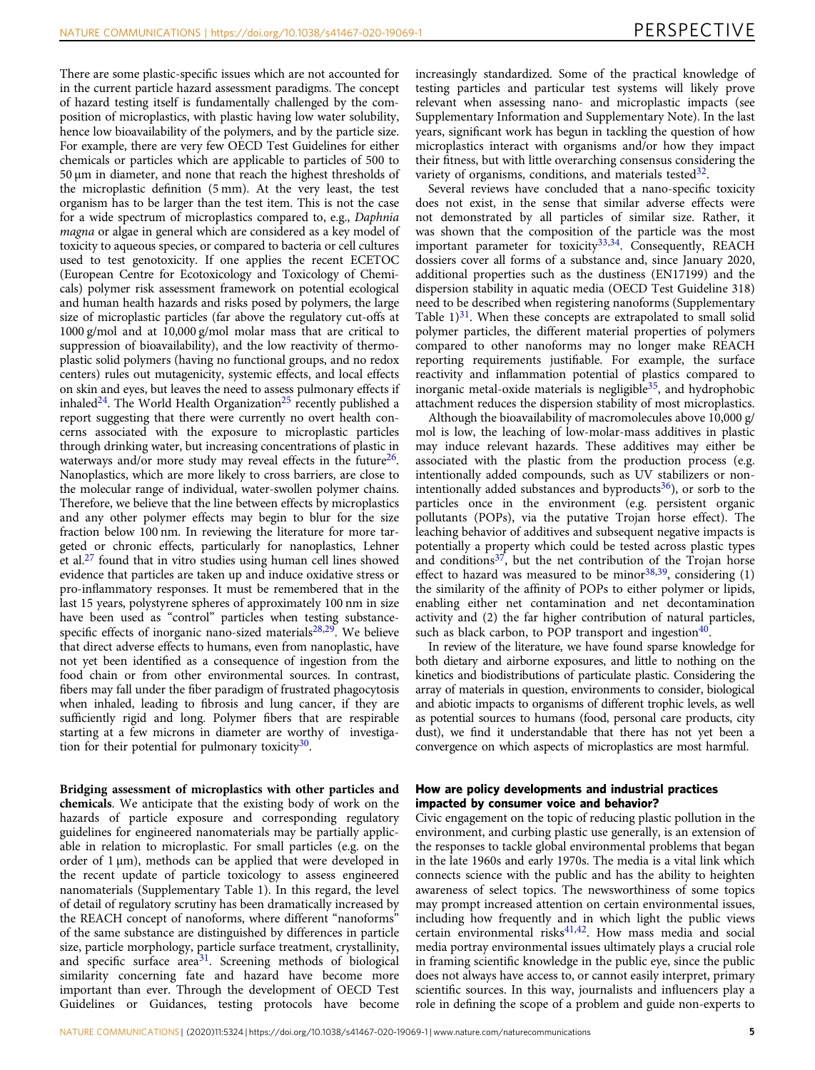There are some plastic-specific issues which are not accounted for in the current particle hazard assessment paradigms. The concept of hazard testing itself is fundamentally challenged by the composition of microplastics, with plastic having low water solubility, hence low bioavailability of the polymers, and by the particle size. For example, there are very few OECD Test Guidelines for either chemicals or particles which are applicable to particles of 500 to 50 µm in diameter, and none that reach the highest thresholds of the microplastic definition (5 mm). At the very least, the test organism has to be larger than the test item. This is not the case for a wide spectrum of microplastics compared to, e.g., *Daphnia magna* or algae in general which are considered as a key model of toxicity to aqueous species, or compared to bacteria or cell cultures used to test genotoxicity. If one applies the recent ECETOC (European Centre for Ecotoxicology and Toxicology of Chemicals) polymer risk assessment framework on potential ecological and human health hazards and risks posed by polymers, the large size of microplastic particles (far above the regulatory cut-offs at 1000 g/mol and at 10,000 g/mol molar mass that are critical to suppression of bioavailability), and the low reactivity of thermoplastic solid polymers (having no functional groups, and no redox centers) rules out mutagenicity, systemic effects, and local effects on skin and eyes, but leaves the need to assess pulmonary effects if inhaled[24]. The World Health Organization[25] recently published a report suggesting that there were currently no overt health concerns associated with the exposure to microplastic particles through drinking water, but increasing concentrations of plastic in waterways and/or more study may reveal effects in the future[26]. Nanoplastics, which are more likely to cross barriers, are close to the molecular range of individual, water-swollen polymer chains. Therefore, we believe that the line between effects by microplastics and any other polymer effects may begin to blur for the size fraction below 100 nm. In reviewing the literature for more targeted or chronic effects, particularly for nanoplastics, Lehner et al.[27] found that in vitro studies using human cell lines showed evidence that particles are taken up and induce oxidative stress or pro-inflammatory responses. It must be remembered that in the last 15 years, polystyrene spheres of approximately 100 nm in size have been used as "control" particles when testing substance-specific effects of inorganic nano-sized materials[28,29]. We believe that direct adverse effects to humans, even from nanoplastic, have not yet been identified as a consequence of ingestion from the food chain or from other environmental sources. In contrast, fibers may fall under the fiber paradigm of frustrated phagocytosis when inhaled, leading to fibrosis and lung cancer, if they are sufficiently rigid and long. Polymer fibers that are respirable starting at a few microns in diameter are worthy of investigation for their potential for pulmonary toxicity[30].

**Bridging assessment of microplastics with other particles and chemicals**. We anticipate that the existing body of work on the hazards of particle exposure and corresponding regulatory guidelines for engineered nanomaterials may be partially applicable in relation to microplastic. For small particles (e.g. on the order of 1 µm), methods can be applied that were developed in the recent update of particle toxicology to assess engineered nanomaterials (Supplementary Table 1). In this regard, the level of detail of regulatory scrutiny has been dramatically increased by the REACH concept of nanoforms, where different "nanoforms" of the same substance are distinguished by differences in particle size, particle morphology, particle surface treatment, crystallinity, and specific surface area[31]. Screening methods of biological similarity concerning fate and hazard have become more important than ever. Through the development of OECD Test Guidelines or Guidances, testing protocols have become increasingly standardized. Some of the practical knowledge of testing particles and particular test systems will likely prove relevant when assessing nano- and microplastic impacts (see Supplementary Information and Supplementary Note). In the last years, significant work has begun in tackling the question of how microplastics interact with organisms and/or how they impact their fitness, but with little overarching consensus considering the variety of organisms, conditions, and materials tested[32].

Several reviews have concluded that a nano-specific toxicity does not exist, in the sense that similar adverse effects were not demonstrated by all particles of similar size. Rather, it was shown that the composition of the particle was the most important parameter for toxicity[33,34]. Consequently, REACH dossiers cover all forms of a substance and, since January 2020, additional properties such as the dustiness (EN17199) and the dispersion stability in aquatic media (OECD Test Guideline 318) need to be described when registering nanoforms (Supplementary Table 1)[31]. When these concepts are extrapolated to small solid polymer particles, the different material properties of polymers compared to other nanoforms may no longer make REACH reporting requirements justifiable. For example, the surface reactivity and inflammation potential of plastics compared to inorganic metal-oxide materials is negligible[35], and hydrophobic attachment reduces the dispersion stability of most microplastics.

Although the bioavailability of macromolecules above 10,000 g/mol is low, the leaching of low-molar-mass additives in plastic may induce relevant hazards. These additives may either be associated with the plastic from the production process (e.g. intentionally added compounds, such as UV stabilizers or non-intentionally added substances and byproducts[36]), or sorb to the particles once in the environment (e.g. persistent organic pollutants (POPs), via the putative Trojan horse effect). The leaching behavior of additives and subsequent negative impacts is potentially a property which could be tested across plastic types and conditions[37], but the net contribution of the Trojan horse effect to hazard was measured to be minor[38,39], considering (1) the similarity of the affinity of POPs to either polymer or lipids, enabling either net contamination and net decontamination activity and (2) the far higher contribution of natural particles, such as black carbon, to POP transport and ingestion[40].

In review of the literature, we have found sparse knowledge for both dietary and airborne exposures, and little to nothing on the kinetics and biodistributions of particulate plastic. Considering the array of materials in question, environments to consider, biological and abiotic impacts to organisms of different trophic levels, as well as potential sources to humans (food, personal care products, city dust), we find it understandable that there has not yet been a convergence on which aspects of microplastics are most harmful.

## How are policy developments and industrial practices impacted by consumer voice and behavior?

Civic engagement on the topic of reducing plastic pollution in the environment, and curbing plastic use generally, is an extension of the responses to tackle global environmental problems that began in the late 1960s and early 1970s. The media is a vital link which connects science with the public and has the ability to heighten awareness of select topics. The newsworthiness of some topics may prompt increased attention on certain environmental issues, including how frequently and in which light the public views certain environmental risks[41,42]. How mass media and social media portray environmental issues ultimately plays a crucial role in framing scientific knowledge in the public eye, since the public does not always have access to, or cannot easily interpret, primary scientific sources. In this way, journalists and influencers play a role in defining the scope of a problem and guide non-experts to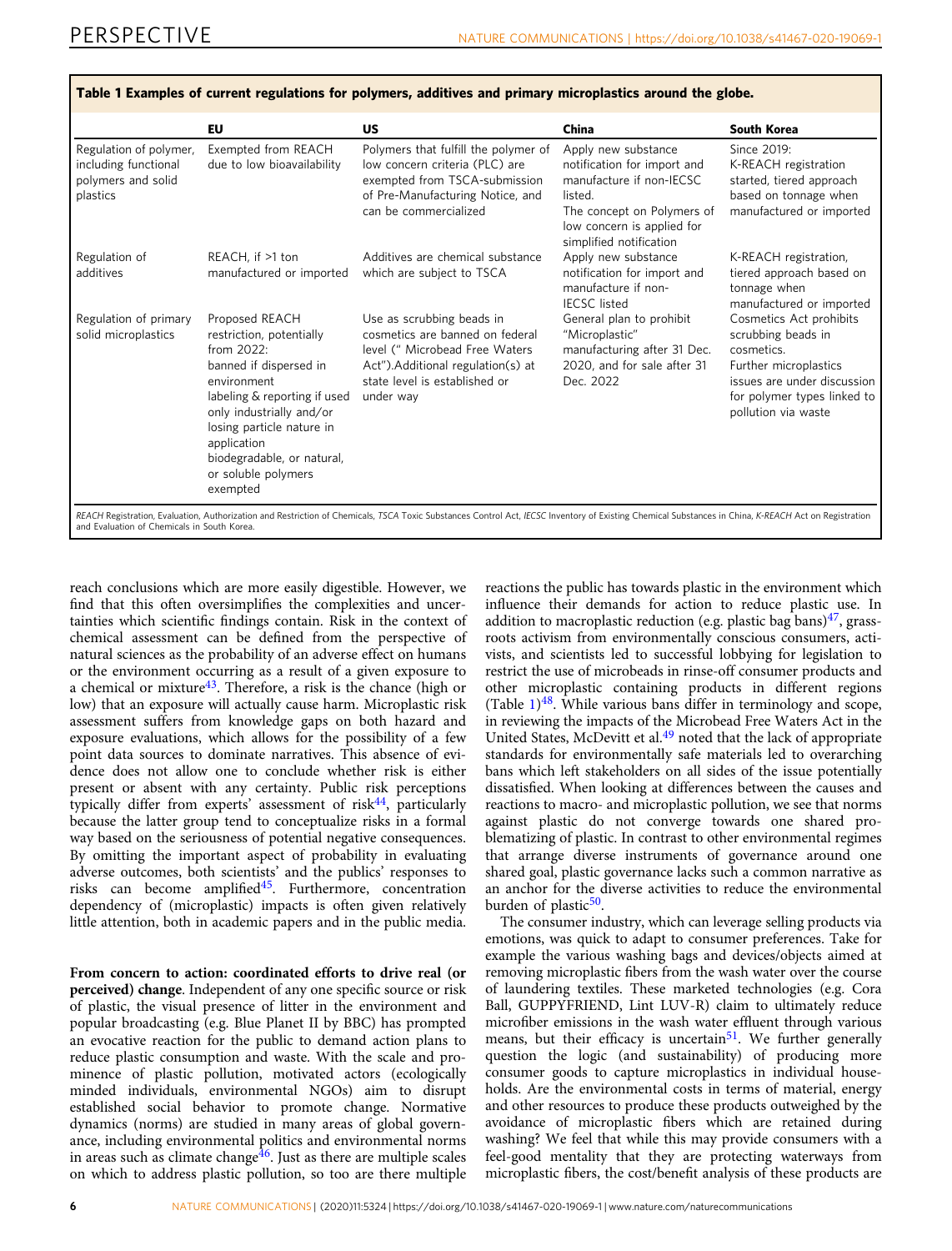**Table 1 Examples of current regulations for polymers, additives and primary microplastics around the globe.**

| | EU | US | China | South Korea |
|---|---|---|---|---|
| Regulation of polymer, including functional polymers and solid plastics | Exempted from REACH due to low bioavailability | Polymers that fulfill the polymer of low concern criteria (PLC) are exempted from TSCA-submission of Pre-Manufacturing Notice, and can be commercialized | Apply new substance notification for import and manufacture if non-IECSC listed. The concept on Polymers of low concern is applied for simplified notification | Since 2019: K-REACH registration started, tiered approach based on tonnage when manufactured or imported |
| Regulation of additives | REACH, if >1 ton manufactured or imported | Additives are chemical substance which are subject to TSCA | Apply new substance notification for import and manufacture if non-IECSC listed | K-REACH registration, tiered approach based on tonnage when manufactured or imported |
| Regulation of primary solid microplastics | Proposed REACH restriction, potentially from 2022: banned if dispersed in environment labeling & reporting if used only industrially and/or losing particle nature in application biodegradable, or natural, or soluble polymers exempted | Use as scrubbing beads in cosmetics are banned on federal level (" Microbead Free Waters Act").Additional regulation(s) at state level is established or under way | General plan to prohibit "Microplastic" manufacturing after 31 Dec. 2020, and for sale after 31 Dec. 2022 | Cosmetics Act prohibits scrubbing beads in cosmetics. Further microplastics issues are under discussion for polymer types linked to pollution via waste |

*REACH* Registration, Evaluation, Authorization and Restriction of Chemicals, *TSCA* Toxic Substances Control Act, *IECSC* Inventory of Existing Chemical Substances in China, *K-REACH* Act on Registration and Evaluation of Chemicals in South Korea.

reach conclusions which are more easily digestible. However, we find that this often oversimplifies the complexities and uncertainties which scientific findings contain. Risk in the context of chemical assessment can be defined from the perspective of natural sciences as the probability of an adverse effect on humans or the environment occurring as a result of a given exposure to a chemical or mixture[43]. Therefore, a risk is the chance (high or low) that an exposure will actually cause harm. Microplastic risk assessment suffers from knowledge gaps on both hazard and exposure evaluations, which allows for the possibility of a few point data sources to dominate narratives. This absence of evidence does not allow one to conclude whether risk is either present or absent with any certainty. Public risk perceptions typically differ from experts' assessment of risk[44], particularly because the latter group tend to conceptualize risks in a formal way based on the seriousness of potential negative consequences. By omitting the important aspect of probability in evaluating adverse outcomes, both scientists' and the publics' responses to risks can become amplified[45]. Furthermore, concentration dependency of (microplastic) impacts is often given relatively little attention, both in academic papers and in the public media.

**From concern to action: coordinated efforts to drive real (or perceived) change**. Independent of any one specific source or risk of plastic, the visual presence of litter in the environment and popular broadcasting (e.g. Blue Planet II by BBC) has prompted an evocative reaction for the public to demand action plans to reduce plastic consumption and waste. With the scale and prominence of plastic pollution, motivated actors (ecologically minded individuals, environmental NGOs) aim to disrupt established social behavior to promote change. Normative dynamics (norms) are studied in many areas of global governance, including environmental politics and environmental norms in areas such as climate change[46]. Just as there are multiple scales on which to address plastic pollution, so too are there multiple reactions the public has towards plastic in the environment which influence their demands for action to reduce plastic use. In addition to macroplastic reduction (e.g. plastic bag bans)[47], grassroots activism from environmentally conscious consumers, activists, and scientists led to successful lobbying for legislation to restrict the use of microbeads in rinse-off consumer products and other microplastic containing products in different regions (Table 1)[48]. While various bans differ in terminology and scope, in reviewing the impacts of the Microbead Free Waters Act in the United States, McDevitt et al.[49] noted that the lack of appropriate standards for environmentally safe materials led to overarching bans which left stakeholders on all sides of the issue potentially dissatisfied. When looking at differences between the causes and reactions to macro- and microplastic pollution, we see that norms against plastic do not converge towards one shared problematizing of plastic. In contrast to other environmental regimes that arrange diverse instruments of governance around one shared goal, plastic governance lacks such a common narrative as an anchor for the diverse activities to reduce the environmental burden of plastic[50].

The consumer industry, which can leverage selling products via emotions, was quick to adapt to consumer preferences. Take for example the various washing bags and devices/objects aimed at removing microplastic fibers from the wash water over the course of laundering textiles. These marketed technologies (e.g. Cora Ball, GUPPYFRIEND, Lint LUV-R) claim to ultimately reduce microfiber emissions in the wash water effluent through various means, but their efficacy is uncertain[51]. We further generally question the logic (and sustainability) of producing more consumer goods to capture microplastics in individual households. Are the environmental costs in terms of material, energy and other resources to produce these products outweighed by the avoidance of microplastic fibers which are retained during washing? We feel that while this may provide consumers with a feel-good mentality that they are protecting waterways from microplastic fibers, the cost/benefit analysis of these products are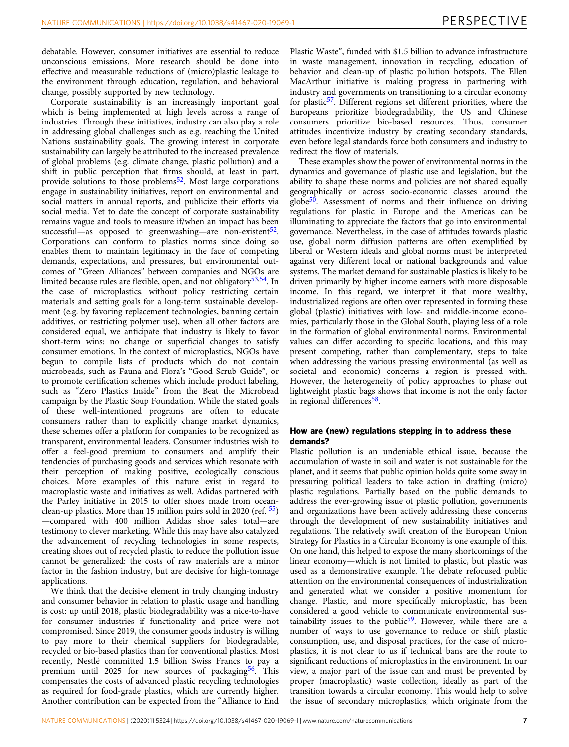debatable. However, consumer initiatives are essential to reduce unconscious emissions. More research should be done into effective and measurable reductions of (micro)plastic leakage to the environment through education, regulation, and behavioral change, possibly supported by new technology.

Corporate sustainability is an increasingly important goal which is being implemented at high levels across a range of industries. Through these initiatives, industry can also play a role in addressing global challenges such as e.g. reaching the United Nations sustainability goals. The growing interest in corporate sustainability can largely be attributed to the increased prevalence of global problems (e.g. climate change, plastic pollution) and a shift in public perception that firms should, at least in part, provide solutions to those problems[52]. Most large corporations engage in sustainability initiatives, report on environmental and social matters in annual reports, and publicize their efforts via social media. Yet to date the concept of corporate sustainability remains vague and tools to measure if/when an impact has been successful—as opposed to greenwashing—are non-existent[52]. Corporations can conform to plastics norms since doing so enables them to maintain legitimacy in the face of competing demands, expectations, and pressures, but environmental outcomes of "Green Alliances" between companies and NGOs are limited because rules are flexible, open, and not obligatory[53,54]. In the case of microplastics, without policy restricting certain materials and setting goals for a long-term sustainable development (e.g. by favoring replacement technologies, banning certain additives, or restricting polymer use), when all other factors are considered equal, we anticipate that industry is likely to favor short-term wins: no change or superficial changes to satisfy consumer emotions. In the context of microplastics, NGOs have begun to compile lists of products which do not contain microbeads, such as Fauna and Flora's "Good Scrub Guide", or to promote certification schemes which include product labeling, such as "Zero Plastics Inside" from the Beat the Microbead campaign by the Plastic Soup Foundation. While the stated goals of these well-intentioned programs are often to educate consumers rather than to explicitly change market dynamics, these schemes offer a platform for companies to be recognized as transparent, environmental leaders. Consumer industries wish to offer a feel-good premium to consumers and amplify their tendencies of purchasing goods and services which resonate with their perception of making positive, ecologically conscious choices. More examples of this nature exist in regard to macroplastic waste and initiatives as well. Adidas partnered with the Parley initiative in 2015 to offer shoes made from ocean-clean-up plastics. More than 15 million pairs sold in 2020 (ref. [55]) —compared with 400 million Adidas shoe sales total—are testimony to clever marketing. While this may have also catalyzed the advancement of recycling technologies in some respects, creating shoes out of recycled plastic to reduce the pollution issue cannot be generalized: the costs of raw materials are a minor factor in the fashion industry, but are decisive for high-tonnage applications.

We think that the decisive element in truly changing industry and consumer behavior in relation to plastic usage and handling is cost: up until 2018, plastic biodegradability was a nice-to-have for consumer industries if functionality and price were not compromised. Since 2019, the consumer goods industry is willing to pay more to their chemical suppliers for biodegradable, recycled or bio-based plastics than for conventional plastics. Most recently, Nestlé committed 1.5 billion Swiss Francs to pay a premium until 2025 for new sources of packaging[56]. This compensates the costs of advanced plastic recycling technologies as required for food-grade plastics, which are currently higher. Another contribution can be expected from the "Alliance to End Plastic Waste", funded with \$1.5 billion to advance infrastructure in waste management, innovation in recycling, education of behavior and clean-up of plastic pollution hotspots. The Ellen MacArthur initiative is making progress in partnering with industry and governments on transitioning to a circular economy for plastic[57]. Different regions set different priorities, where the Europeans prioritize biodegradability, the US and Chinese consumers prioritize bio-based resources. Thus, consumer attitudes incentivize industry by creating secondary standards, even before legal standards force both consumers and industry to redirect the flow of materials.

These examples show the power of environmental norms in the dynamics and governance of plastic use and legislation, but the ability to shape these norms and policies are not shared equally geographically or across socio-economic classes around the globe[50]. Assessment of norms and their influence on driving regulations for plastic in Europe and the Americas can be illuminating to appreciate the factors that go into environmental governance. Nevertheless, in the case of attitudes towards plastic use, global norm diffusion patterns are often exemplified by liberal or Western ideals and global norms must be interpreted against very different local or national backgrounds and value systems. The market demand for sustainable plastics is likely to be driven primarily by higher income earners with more disposable income. In this regard, we interpret it that more wealthy, industrialized regions are often over represented in forming these global (plastic) initiatives with low- and middle-income economies, particularly those in the Global South, playing less of a role in the formation of global environmental norms. Environmental values can differ according to specific locations, and this may present competing, rather than complementary, steps to take when addressing the various pressing environmental (as well as societal and economic) concerns a region is pressed with. However, the heterogeneity of policy approaches to phase out lightweight plastic bags shows that income is not the only factor in regional differences[58].

## How are (new) regulations stepping in to address these demands?

Plastic pollution is an undeniable ethical issue, because the accumulation of waste in soil and water is not sustainable for the planet, and it seems that public opinion holds quite some sway in pressuring political leaders to take action in drafting (micro) plastic regulations. Partially based on the public demands to address the ever-growing issue of plastic pollution, governments and organizations have been actively addressing these concerns through the development of new sustainability initiatives and regulations. The relatively swift creation of the European Union Strategy for Plastics in a Circular Economy is one example of this. On one hand, this helped to expose the many shortcomings of the linear economy—which is not limited to plastic, but plastic was used as a demonstrative example. The debate refocused public attention on the environmental consequences of industrialization and generated what we consider a positive momentum for change. Plastic, and more specifically microplastic, has been considered a good vehicle to communicate environmental sustainability issues to the public[59]. However, while there are a number of ways to use governance to reduce or shift plastic consumption, use, and disposal practices, for the case of microplastics, it is not clear to us if technical bans are the route to significant reductions of microplastics in the environment. In our view, a major part of the issue can and must be prevented by proper (macroplastic) waste collection, ideally as part of the transition towards a circular economy. This would help to solve the issue of secondary microplastics, which originate from the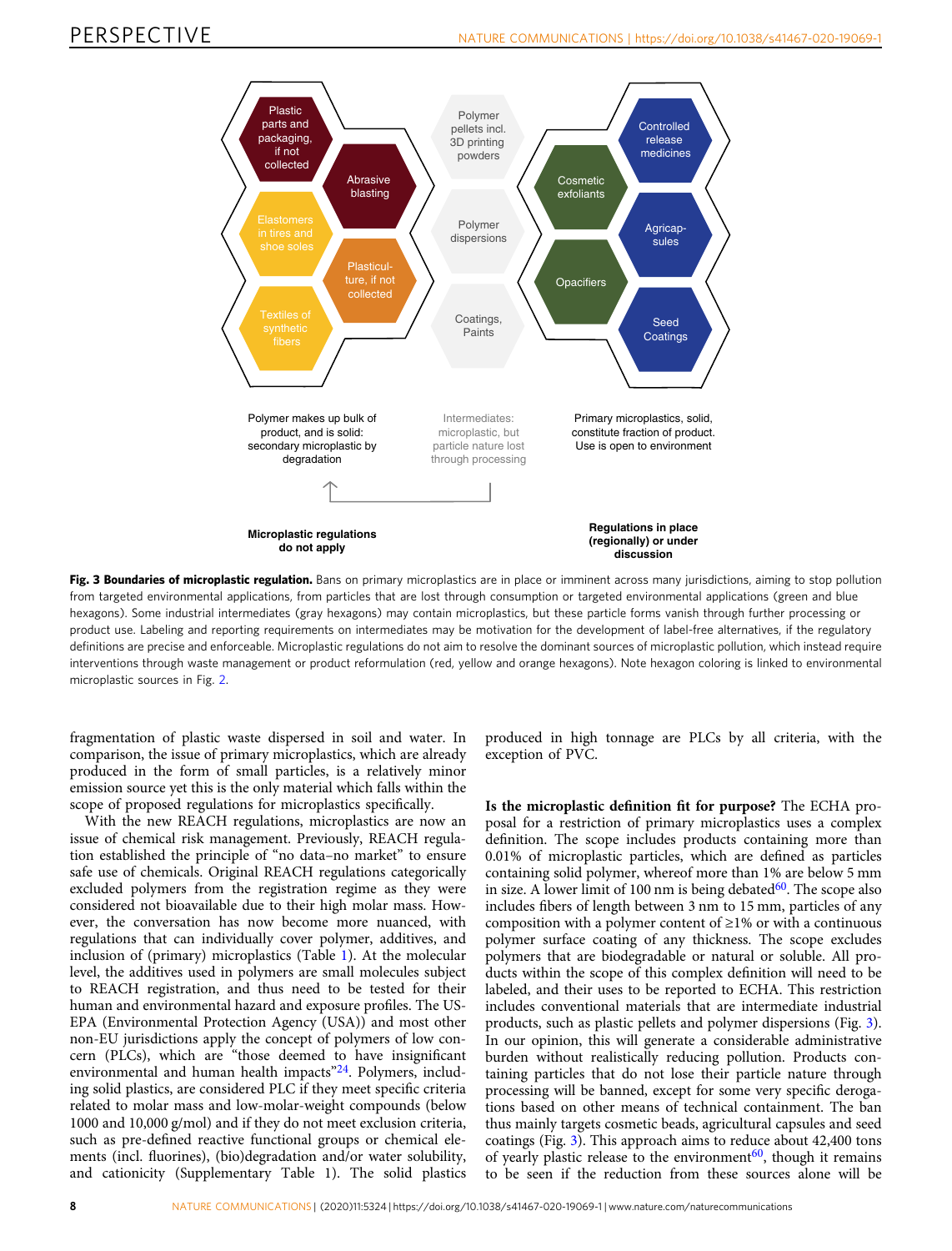Plastic parts and packaging, if not collected

Abrasive blasting

Elastomers in tires and shoe soles

Plasticulture, if not collected

Textiles of synthetic fibers

Polymer pellets incl. 3D printing powders

Polymer dispersions

Coatings, Paints

Cosmetic exfoliants

Controlled release medicines

Opacifiers

Agricapsules

Seed Coatings

Polymer makes up bulk of product, and is solid: secondary microplastic by degradation

Intermediates: microplastic, but particle nature lost through processing

Primary microplastics, solid, constitute fraction of product. Use is open to environment

**Microplastic regulations do not apply**

**Regulations in place (regionally) or under discussion**

**Fig. 3 Boundaries of microplastic regulation.** Bans on primary microplastics are in place or imminent across many jurisdictions, aiming to stop pollution from targeted environmental applications, from particles that are lost through consumption or targeted environmental applications (green and blue hexagons). Some industrial intermediates (gray hexagons) may contain microplastics, but these particle forms vanish through further processing or product use. Labeling and reporting requirements on intermediates may be motivation for the development of label-free alternatives, if the regulatory definitions are precise and enforceable. Microplastic regulations do not aim to resolve the dominant sources of microplastic pollution, which instead require interventions through waste management or product reformulation (red, yellow and orange hexagons). Note hexagon coloring is linked to environmental microplastic sources in Fig. 2.

fragmentation of plastic waste dispersed in soil and water. In comparison, the issue of primary microplastics, which are already produced in the form of small particles, is a relatively minor emission source yet this is the only material which falls within the scope of proposed regulations for microplastics specifically.

With the new REACH regulations, microplastics are now an issue of chemical risk management. Previously, REACH regulation established the principle of "no data–no market" to ensure safe use of chemicals. Original REACH regulations categorically excluded polymers from the registration regime as they were considered not bioavailable due to their high molar mass. However, the conversation has now become more nuanced, with regulations that can individually cover polymer, additives, and inclusion of (primary) microplastics (Table 1). At the molecular level, the additives used in polymers are small molecules subject to REACH registration, and thus need to be tested for their human and environmental hazard and exposure profiles. The US-EPA (Environmental Protection Agency (USA)) and most other non-EU jurisdictions apply the concept of polymers of low concern (PLCs), which are "those deemed to have insignificant environmental and human health impacts"[24]. Polymers, including solid plastics, are considered PLC if they meet specific criteria related to molar mass and low-molar-weight compounds (below 1000 and 10,000 g/mol) and if they do not meet exclusion criteria, such as pre-defined reactive functional groups or chemical elements (incl. fluorines), (bio)degradation and/or water solubility, and cationicity (Supplementary Table 1). The solid plastics produced in high tonnage are PLCs by all criteria, with the exception of PVC.

**Is the microplastic definition fit for purpose?** The ECHA proposal for a restriction of primary microplastics uses a complex definition. The scope includes products containing more than 0.01% of microplastic particles, which are defined as particles containing solid polymer, whereof more than 1% are below 5 mm in size. A lower limit of 100 nm is being debated[60]. The scope also includes fibers of length between 3 nm to 15 mm, particles of any composition with a polymer content of ≥1% or with a continuous polymer surface coating of any thickness. The scope excludes polymers that are biodegradable or natural or soluble. All products within the scope of this complex definition will need to be labeled, and their uses to be reported to ECHA. This restriction includes conventional materials that are intermediate industrial products, such as plastic pellets and polymer dispersions (Fig. 3). In our opinion, this will generate a considerable administrative burden without realistically reducing pollution. Products containing particles that do not lose their particle nature through processing will be banned, except for some very specific derogations based on other means of technical containment. The ban thus mainly targets cosmetic beads, agricultural capsules and seed coatings (Fig. 3). This approach aims to reduce about 42,400 tons of yearly plastic release to the environment[60], though it remains to be seen if the reduction from these sources alone will be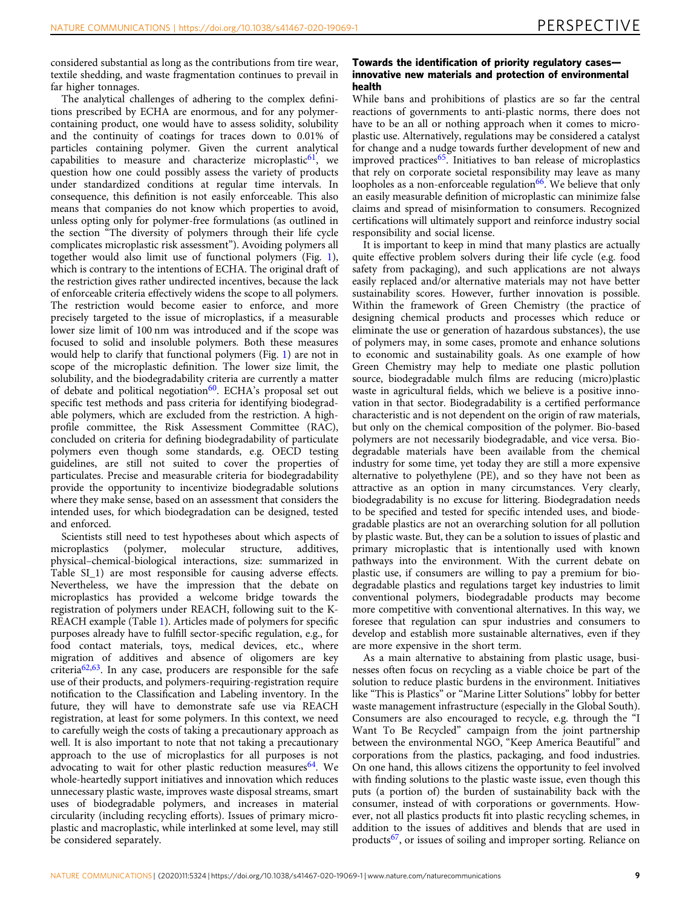considered substantial as long as the contributions from tire wear, textile shedding, and waste fragmentation continues to prevail in far higher tonnages.

The analytical challenges of adhering to the complex definitions prescribed by ECHA are enormous, and for any polymer-containing product, one would have to assess solidity, solubility and the continuity of coatings for traces down to 0.01% of particles containing polymer. Given the current analytical capabilities to measure and characterize microplastic[61], we question how one could possibly assess the variety of products under standardized conditions at regular time intervals. In consequence, this definition is not easily enforceable. This also means that companies do not know which properties to avoid, unless opting only for polymer-free formulations (as outlined in the section "The diversity of polymers through their life cycle complicates microplastic risk assessment"). Avoiding polymers all together would also limit use of functional polymers (Fig. 1), which is contrary to the intentions of ECHA. The original draft of the restriction gives rather undirected incentives, because the lack of enforceable criteria effectively widens the scope to all polymers. The restriction would become easier to enforce, and more precisely targeted to the issue of microplastics, if a measurable lower size limit of 100 nm was introduced and if the scope was focused to solid and insoluble polymers. Both these measures would help to clarify that functional polymers (Fig. 1) are not in scope of the microplastic definition. The lower size limit, the solubility, and the biodegradability criteria are currently a matter of debate and political negotiation[60]. ECHA's proposal set out specific test methods and pass criteria for identifying biodegradable polymers, which are excluded from the restriction. A high-profile committee, the Risk Assessment Committee (RAC), concluded on criteria for defining biodegradability of particulate polymers even though some standards, e.g. OECD testing guidelines, are still not suited to cover the properties of particulates. Precise and measurable criteria for biodegradability provide the opportunity to incentivize biodegradable solutions where they make sense, based on an assessment that considers the intended uses, for which biodegradation can be designed, tested and enforced.

Scientists still need to test hypotheses about which aspects of microplastics (polymer, molecular structure, additives, physical–chemical-biological interactions, size: summarized in Table SI_1) are most responsible for causing adverse effects. Nevertheless, we have the impression that the debate on microplastics has provided a welcome bridge towards the registration of polymers under REACH, following suit to the K-REACH example (Table 1). Articles made of polymers for specific purposes already have to fulfill sector-specific regulation, e.g., for food contact materials, toys, medical devices, etc., where migration of additives and absence of oligomers are key criteria[62,63]. In any case, producers are responsible for the safe use of their products, and polymers-requiring-registration require notification to the Classification and Labeling inventory. In the future, they will have to demonstrate safe use via REACH registration, at least for some polymers. In this context, we need to carefully weigh the costs of taking a precautionary approach as well. It is also important to note that not taking a precautionary approach to the use of microplastics for all purposes is not advocating to wait for other plastic reduction measures[64]. We whole-heartedly support initiatives and innovation which reduces unnecessary plastic waste, improves waste disposal streams, smart uses of biodegradable polymers, and increases in material circularity (including recycling efforts). Issues of primary microplastic and macroplastic, while interlinked at some level, may still be considered separately.

### Towards the identification of priority regulatory cases—innovative new materials and protection of environmental health

While bans and prohibitions of plastics are so far the central reactions of governments to anti-plastic norms, there does not have to be an all or nothing approach when it comes to microplastic use. Alternatively, regulations may be considered a catalyst for change and a nudge towards further development of new and improved practices[65]. Initiatives to ban release of microplastics that rely on corporate societal responsibility may leave as many loopholes as a non-enforceable regulation[66]. We believe that only an easily measurable definition of microplastic can minimize false claims and spread of misinformation to consumers. Recognized certifications will ultimately support and reinforce industry social responsibility and social license.

It is important to keep in mind that many plastics are actually quite effective problem solvers during their life cycle (e.g. food safety from packaging), and such applications are not always easily replaced and/or alternative materials may not have better sustainability scores. However, further innovation is possible. Within the framework of Green Chemistry (the practice of designing chemical products and processes which reduce or eliminate the use or generation of hazardous substances), the use of polymers may, in some cases, promote and enhance solutions to economic and sustainability goals. As one example of how Green Chemistry may help to mediate one plastic pollution source, biodegradable mulch films are reducing (micro)plastic waste in agricultural fields, which we believe is a positive innovation in that sector. Biodegradability is a certified performance characteristic and is not dependent on the origin of raw materials, but only on the chemical composition of the polymer. Bio-based polymers are not necessarily biodegradable, and vice versa. Biodegradable materials have been available from the chemical industry for some time, yet today they are still a more expensive alternative to polyethylene (PE), and so they have not been as attractive as an option in many circumstances. Very clearly, biodegradability is no excuse for littering. Biodegradation needs to be specified and tested for specific intended uses, and biodegradable plastics are not an overarching solution for all pollution by plastic waste. But, they can be a solution to issues of plastic and primary microplastic that is intentionally used with known pathways into the environment. With the current debate on plastic use, if consumers are willing to pay a premium for biodegradable plastics and regulations target key industries to limit conventional polymers, biodegradable products may become more competitive with conventional alternatives. In this way, we foresee that regulation can spur industries and consumers to develop and establish more sustainable alternatives, even if they are more expensive in the short term.

As a main alternative to abstaining from plastic usage, businesses often focus on recycling as a viable choice be part of the solution to reduce plastic burdens in the environment. Initiatives like "This is Plastics" or "Marine Litter Solutions" lobby for better waste management infrastructure (especially in the Global South). Consumers are also encouraged to recycle, e.g. through the "I Want To Be Recycled" campaign from the joint partnership between the environmental NGO, "Keep America Beautiful" and corporations from the plastics, packaging, and food industries. On one hand, this allows citizens the opportunity to feel involved with finding solutions to the plastic waste issue, even though this puts (a portion of) the burden of sustainability back with the consumer, instead of with corporations or governments. However, not all plastics products fit into plastic recycling schemes, in addition to the issues of additives and blends that are used in products[67], or issues of soiling and improper sorting. Reliance on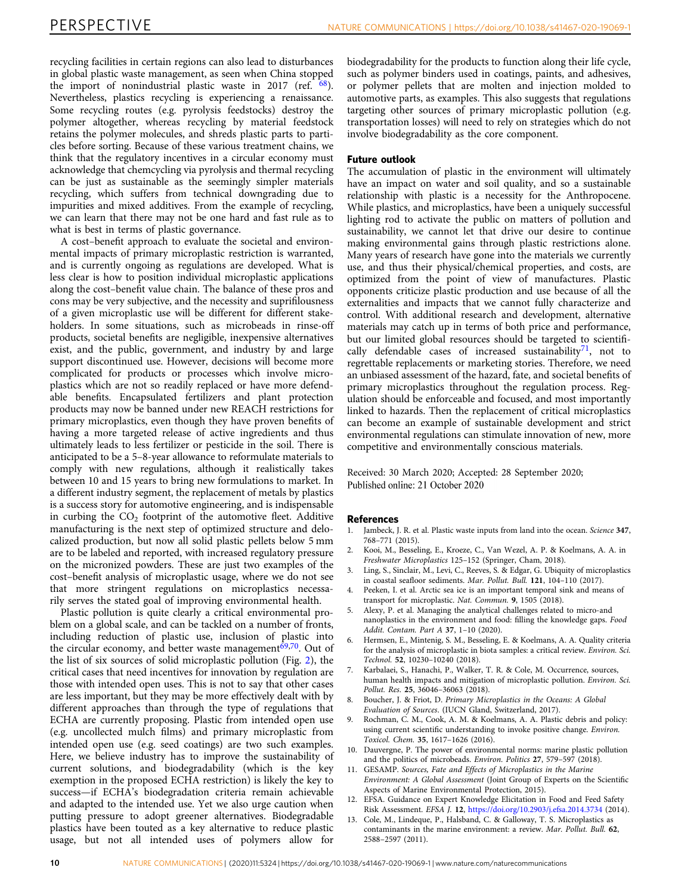recycling facilities in certain regions can also lead to disturbances in global plastic waste management, as seen when China stopped the import of nonindustrial plastic waste in 2017 (ref. [68]). Nevertheless, plastics recycling is experiencing a renaissance. Some recycling routes (e.g. pyrolysis feedstocks) destroy the polymer altogether, whereas recycling by material feedstock retains the polymer molecules, and shreds plastic parts to particles before sorting. Because of these various treatment chains, we think that the regulatory incentives in a circular economy must acknowledge that chemcycling via pyrolysis and thermal recycling can be just as sustainable as the seemingly simpler materials recycling, which suffers from technical downgrading due to impurities and mixed additives. From the example of recycling, we can learn that there may not be one hard and fast rule as to what is best in terms of plastic governance.

A cost–benefit approach to evaluate the societal and environmental impacts of primary microplastic restriction is warranted, and is currently ongoing as regulations are developed. What is less clear is how to position individual microplastic applications along the cost–benefit value chain. The balance of these pros and cons may be very subjective, and the necessity and suprifilousness of a given microplastic use will be different for different stakeholders. In some situations, such as microbeads in rinse-off products, societal benefits are negligible, inexpensive alternatives exist, and the public, government, and industry by and large support discontinued use. However, decisions will become more complicated for products or processes which involve microplastics which are not so readily replaced or have more defendable benefits. Encapsulated fertilizers and plant protection products may now be banned under new REACH restrictions for primary microplastics, even though they have proven benefits of having a more targeted release of active ingredients and thus ultimately leads to less fertilizer or pesticide in the soil. There is anticipated to be a 5–8-year allowance to reformulate materials to comply with new regulations, although it realistically takes between 10 and 15 years to bring new formulations to market. In a different industry segment, the replacement of metals by plastics is a success story for automotive engineering, and is indispensable in curbing the $CO_2$ footprint of the automotive fleet. Additive manufacturing is the next step of optimized structure and delocalized production, but now all solid plastic pellets below 5 mm are to be labeled and reported, with increased regulatory pressure on the micronized powders. These are just two examples of the cost–benefit analysis of microplastic usage, where we do not see that more stringent regulations on microplastics necessarily serves the stated goal of improving environmental health.

Plastic pollution is quite clearly a critical environmental problem on a global scale, and can be tackled on a number of fronts, including reduction of plastic use, inclusion of plastic into the circular economy, and better waste management[69,70]. Out of the list of six sources of solid microplastic pollution (Fig. 2), the critical cases that need incentives for innovation by regulation are those with intended open uses. This is not to say that other cases are less important, but they may be more effectively dealt with by different approaches than through the type of regulations that ECHA are currently proposing. Plastic from intended open use (e.g. uncollected mulch films) and primary microplastic from intended open use (e.g. seed coatings) are two such examples. Here, we believe industry has to improve the sustainability of current solutions, and biodegradability (which is the key exemption in the proposed ECHA restriction) is likely the key to success—if ECHA's biodegradation criteria remain achievable and adapted to the intended use. Yet we also urge caution when putting pressure to adopt greener alternatives. Biodegradable plastics have been touted as a key alternative to reduce plastic usage, but not all intended uses of polymers allow for biodegradability for the products to function along their life cycle, such as polymer binders used in coatings, paints, and adhesives, or polymer pellets that are molten and injection molded to automotive parts, as examples. This also suggests that regulations targeting other sources of primary microplastic pollution (e.g. transportation losses) will need to rely on strategies which do not involve biodegradability as the core component.

## Future outlook

The accumulation of plastic in the environment will ultimately have an impact on water and soil quality, and so a sustainable relationship with plastic is a necessity for the Anthropocene. While plastics, and microplastics, have been a uniquely successful lighting rod to activate the public on matters of pollution and sustainability, we cannot let that drive our desire to continue making environmental gains through plastic restrictions alone. Many years of research have gone into the materials we currently use, and thus their physical/chemical properties, and costs, are optimized from the point of view of manufactures. Plastic opponents criticize plastic production and use because of all the externalities and impacts that we cannot fully characterize and control. With additional research and development, alternative materials may catch up in terms of both price and performance, but our limited global resources should be targeted to scientifically defendable cases of increased sustainability[71], not to regrettable replacements or marketing stories. Therefore, we need an unbiased assessment of the hazard, fate, and societal benefits of primary microplastics throughout the regulation process. Regulation should be enforceable and focused, and most importantly linked to hazards. Then the replacement of critical microplastics can become an example of sustainable development and strict environmental regulations can stimulate innovation of new, more competitive and environmentally conscious materials.

Received: 30 March 2020; Accepted: 28 September 2020;
Published online: 21 October 2020

## References

1. Jambeck, J. R. et al. Plastic waste inputs from land into the ocean. *Science* **347**, 768–771 (2015).
2. Kooi, M., Besseling, E., Kroeze, C., Van Wezel, A. P. & Koelmans, A. A. in *Freshwater Microplastics* 125–152 (Springer, Cham, 2018).
3. Ling, S., Sinclair, M., Levi, C., Reeves, S. & Edgar, G. Ubiquity of microplastics in coastal seafloor sediments. *Mar. Pollut. Bull.* **121**, 104–110 (2017).
4. Peeken, I. et al. Arctic sea ice is an important temporal sink and means of transport for microplastic. *Nat. Commun.* **9**, 1505 (2018).
5. Alexy, P. et al. Managing the analytical challenges related to micro-and nanoplastics in the environment and food: filling the knowledge gaps. *Food Addit. Contam. Part A* **37**, 1–10 (2020).
6. Hermsen, E., Mintenig, S. M., Besseling, E. & Koelmans, A. A. Quality criteria for the analysis of microplastic in biota samples: a critical review. *Environ. Sci. Technol.* **52**, 10230–10240 (2018).
7. Karbalaei, S., Hanachi, P., Walker, T. R. & Cole, M. Occurrence, sources, human health impacts and mitigation of microplastic pollution. *Environ. Sci. Pollut. Res.* **25**, 36046–36063 (2018).
8. Boucher, J. & Friot, D. *Primary Microplastics in the Oceans: A Global Evaluation of Sources*. (IUCN Gland, Switzerland, 2017).
9. Rochman, C. M., Cook, A. M. & Koelmans, A. A. Plastic debris and policy: using current scientific understanding to invoke positive change. *Environ. Toxicol. Chem.* **35**, 1617–1626 (2016).
10. Dauvergne, P. The power of environmental norms: marine plastic pollution and the politics of microbeads. *Environ. Politics* **27**, 579–597 (2018).
11. GESAMP. *Sources, Fate and Effects of Microplastics in the Marine Environment: A Global Assessment* (Joint Group of Experts on the Scientific Aspects of Marine Environmental Protection, 2015).
12. EFSA. Guidance on Expert Knowledge Elicitation in Food and Feed Safety Risk Assessment. *EFSA J.* **12**, https://doi.org/10.2903/j.efsa.2014.3734 (2014).
13. Cole, M., Lindeque, P., Halsband, C. & Galloway, T. S. Microplastics as contaminants in the marine environment: a review. *Mar. Pollut. Bull.* **62**, 2588–2597 (2011).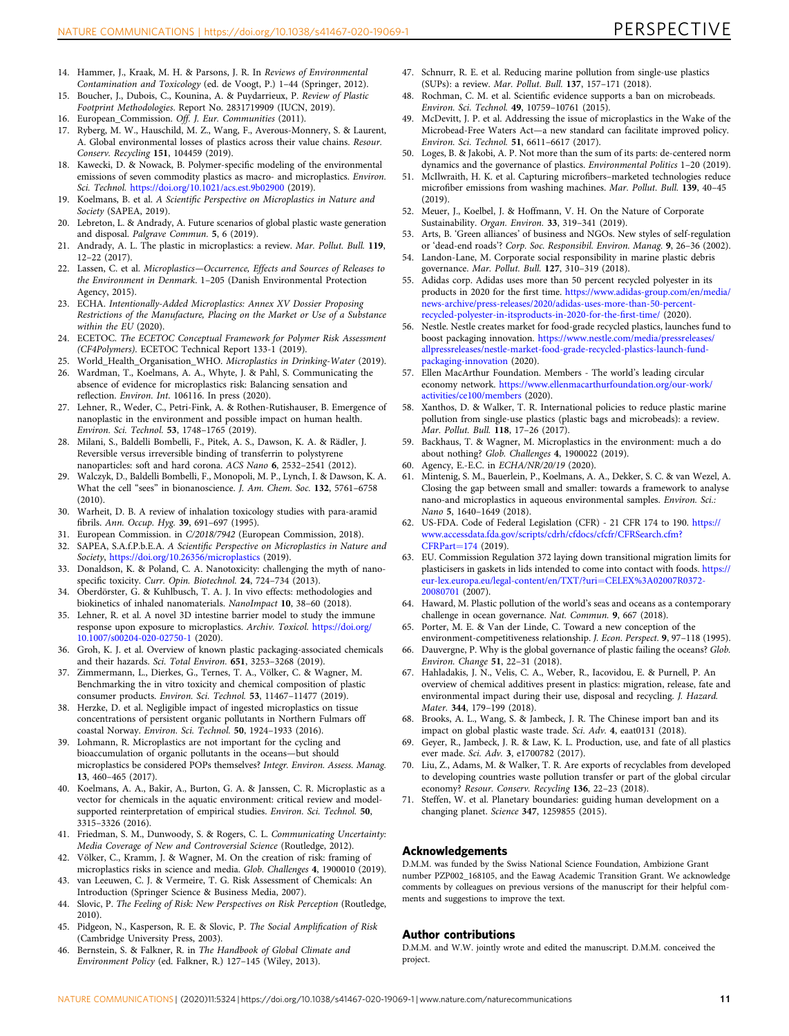14. Hammer, J., Kraak, M. H. & Parsons, J. R. In *Reviews of Environmental Contamination and Toxicology* (ed. de Voogt, P.) 1–44 (Springer, 2012).
15. Boucher, J., Dubois, C., Kounina, A. & Puydarrieux, P. *Review of Plastic Footprint Methodologies*. Report No. 2831719909 (IUCN, 2019).
16. European_Commission. *Off. J. Eur. Communities* (2011).
17. Ryberg, M. W., Hauschild, M. Z., Wang, F., Averous-Monnery, S. & Laurent, A. Global environmental losses of plastics across their value chains. *Resour. Conserv. Recycling* **151**, 104459 (2019).
18. Kawecki, D. & Nowack, B. Polymer-specific modeling of the environmental emissions of seven commodity plastics as macro- and microplastics. *Environ. Sci. Technol.* https://doi.org/10.1021/acs.est.9b02900 (2019).
19. Koelmans, B. et al. *A Scientific Perspective on Microplastics in Nature and Society* (SAPEA, 2019).
20. Lebreton, L. & Andrady, A. Future scenarios of global plastic waste generation and disposal. *Palgrave Commun.* **5**, 6 (2019).
21. Andrady, A. L. The plastic in microplastics: a review. *Mar. Pollut. Bull.* **119**, 12–22 (2017).
22. Lassen, C. et al. *Microplastics—Occurrence, Effects and Sources of Releases to the Environment in Denmark*. 1–205 (Danish Environmental Protection Agency, 2015).
23. ECHA. *Intentionally-Added Microplastics: Annex XV Dossier Proposing Restrictions of the Manufacture, Placing on the Market or Use of a Substance within the EU* (2020).
24. ECETOC. *The ECETOC Conceptual Framework for Polymer Risk Assessment (CF4Polymers)*. ECETOC Technical Report 133-1 (2019).
25. World_Health_Organisation_WHO. *Microplastics in Drinking-Water* (2019).
26. Wardman, T., Koelmans, A. A., Whyte, J. & Pahl, S. Communicating the absence of evidence for microplastics risk: Balancing sensation and reflection. *Environ. Int.* 106116. In press (2020).
27. Lehner, R., Weder, C., Petri-Fink, A. & Rothen-Rutishauser, B. Emergence of nanoplastic in the environment and possible impact on human health. *Environ. Sci. Technol.* **53**, 1748–1765 (2019).
28. Milani, S., Baldelli Bombelli, F., Pitek, A. S., Dawson, K. A. & Rädler, J. Reversible versus irreversible binding of transferrin to polystyrene nanoparticles: soft and hard corona. *ACS Nano* **6**, 2532–2541 (2012).
29. Walczyk, D., Baldelli Bombelli, F., Monopoli, M. P., Lynch, I. & Dawson, K. A. What the cell "sees" in bionanoscience. *J. Am. Chem. Soc.* **132**, 5761–6758 (2010).
30. Warheit, D. B. A review of inhalation toxicology studies with para-aramid fibrils. *Ann. Occup. Hyg.* **39**, 691–697 (1995).
31. European Commission. in *C/2018/7942* (European Commission, 2018).
32. SAPEA, S.A.f.P.b.E.A. *A Scientific Perspective on Microplastics in Nature and Society*, https://doi.org/10.26356/microplastics (2019).
33. Donaldson, K. & Poland, C. A. Nanotoxicity: challenging the myth of nano-specific toxicity. *Curr. Opin. Biotechnol.* **24**, 724–734 (2013).
34. Oberdörster, G. & Kuhlbusch, T. A. J. In vivo effects: methodologies and biokinetics of inhaled nanomaterials. *NanoImpact* **10**, 38–60 (2018).
35. Lehner, R. et al. A novel 3D intestine barrier model to study the immune response upon exposure to microplastics. *Archiv. Toxicol.* https://doi.org/10.1007/s00204-020-02750-1 (2020).
36. Groh, K. J. et al. Overview of known plastic packaging-associated chemicals and their hazards. *Sci. Total Environ.* **651**, 3253–3268 (2019).
37. Zimmermann, L., Dierkes, G., Ternes, T. A., Völker, C. & Wagner, M. Benchmarking the in vitro toxicity and chemical composition of plastic consumer products. *Environ. Sci. Technol.* **53**, 11467–11477 (2019).
38. Herzke, D. et al. Negligible impact of ingested microplastics on tissue concentrations of persistent organic pollutants in Northern Fulmars off coastal Norway. *Environ. Sci. Technol.* **50**, 1924–1933 (2016).
39. Lohmann, R. Microplastics are not important for the cycling and bioaccumulation of organic pollutants in the oceans—but should microplastics be considered POPs themselves? *Integr. Environ. Assess. Manag.* **13**, 460–465 (2017).
40. Koelmans, A. A., Bakir, A., Burton, G. A. & Janssen, C. R. Microplastic as a vector for chemicals in the aquatic environment: critical review and model-supported reinterpretation of empirical studies. *Environ. Sci. Technol.* **50**, 3315–3326 (2016).
41. Friedman, S. M., Dunwoody, S. & Rogers, C. L. *Communicating Uncertainty: Media Coverage of New and Controversial Science* (Routledge, 2012).
42. Völker, C., Kramm, J. & Wagner, M. On the creation of risk: framing of microplastics risks in science and media. *Glob. Challenges* **4**, 1900010 (2019).
43. van Leeuwen, C. J. & Vermeire, T. G. Risk Assessment of Chemicals: An Introduction (Springer Science & Business Media, 2007).
44. Slovic, P. *The Feeling of Risk: New Perspectives on Risk Perception* (Routledge, 2010).
45. Pidgeon, N., Kasperson, R. E. & Slovic, P. *The Social Amplification of Risk* (Cambridge University Press, 2003).
46. Bernstein, S. & Falkner, R. in *The Handbook of Global Climate and Environment Policy* (ed. Falkner, R.) 127–145 (Wiley, 2013).
47. Schnurr, R. E. et al. Reducing marine pollution from single-use plastics (SUPs): a review. *Mar. Pollut. Bull.* **137**, 157–171 (2018).
48. Rochman, C. M. et al. Scientific evidence supports a ban on microbeads. *Environ. Sci. Technol.* **49**, 10759–10761 (2015).
49. McDevitt, J. P. et al. Addressing the issue of microplastics in the Wake of the Microbead-Free Waters Act—a new standard can facilitate improved policy. *Environ. Sci. Technol.* **51**, 6611–6617 (2017).
50. Loges, B. & Jakobi, A. P. Not more than the sum of its parts: de-centered norm dynamics and the governance of plastics. *Environmental Politics* 1–20 (2019).
51. McIlwraith, H. K. et al. Capturing microfibers–marketed technologies reduce microfiber emissions from washing machines. *Mar. Pollut. Bull.* **139**, 40–45 (2019).
52. Meuer, J., Koelbel, J. & Hoffmann, V. H. On the Nature of Corporate Sustainability. *Organ. Environ.* **33**, 319–341 (2019).
53. Arts, B. 'Green alliances' of business and NGOs. New styles of self-regulation or 'dead-end roads'? *Corp. Soc. Responsibil. Environ. Manag.* **9**, 26–36 (2002).
54. Landon-Lane, M. Corporate social responsibility in marine plastic debris governance. *Mar. Pollut. Bull.* **127**, 310–319 (2018).
55. Adidas corp. Adidas uses more than 50 percent recycled polyester in its products in 2020 for the first time. https://www.adidas-group.com/en/media/news-archive/press-releases/2020/adidas-uses-more-than-50-percent-recycled-polyester-in-itsproducts-in-2020-for-the-first-time/ (2020).
56. Nestle. Nestle creates market for food-grade recycled plastics, launches fund to boost packaging innovation. https://www.nestle.com/media/pressreleases/allpressreleases/nestle-market-food-grade-recycled-plastics-launch-fund-packaging-innovation (2020).
57. Ellen MacArthur Foundation. Members - The world's leading circular economy network. https://www.ellenmacarthurfoundation.org/our-work/activities/ce100/members (2020).
58. Xanthos, D. & Walker, T. R. International policies to reduce plastic marine pollution from single-use plastics (plastic bags and microbeads): a review. *Mar. Pollut. Bull.* **118**, 17–26 (2017).
59. Backhaus, T. & Wagner, M. Microplastics in the environment: much a do about nothing? *Glob. Challenges* **4**, 1900022 (2019).
60. Agency, E.-E.C. in *ECHA/NR/20/19* (2020).
61. Mintenig, S. M., Bauerlein, P., Koelmans, A. A., Dekker, S. C. & van Wezel, A. Closing the gap between small and smaller: towards a framework to analyse nano-and microplastics in aqueous environmental samples. *Environ. Sci.: Nano* **5**, 1640–1649 (2018).
62. US-FDA. Code of Federal Legislation (CFR) - 21 CFR 174 to 190. https://www.accessdata.fda.gov/scripts/cdrh/cfdocs/cfcfr/CFRSearch.cfm?CFRPart=174 (2019).
63. EU. Commission Regulation 372 laying down transitional migration limits for plasticisers in gaskets in lids intended to come into contact with foods. https://eur-lex.europa.eu/legal-content/en/TXT/?uri=CELEX%3A02007R0372-20080701 (2007).
64. Haward, M. Plastic pollution of the world's seas and oceans as a contemporary challenge in ocean governance. *Nat. Commun.* **9**, 667 (2018).
65. Porter, M. E. & Van der Linde, C. Toward a new conception of the environment-competitiveness relationship. *J. Econ. Perspect.* **9**, 97–118 (1995).
66. Dauvergne, P. Why is the global governance of plastic failing the oceans? *Glob. Environ. Change* **51**, 22–31 (2018).
67. Hahladakis, J. N., Velis, C. A., Weber, R., Iacovidou, E. & Purnell, P. An overview of chemical additives present in plastics: migration, release, fate and environmental impact during their use, disposal and recycling. *J. Hazard. Mater.* **344**, 179–199 (2018).
68. Brooks, A. L., Wang, S. & Jambeck, J. R. The Chinese import ban and its impact on global plastic waste trade. *Sci. Adv.* **4**, eaat0131 (2018).
69. Geyer, R., Jambeck, J. R. & Law, K. L. Production, use, and fate of all plastics ever made. *Sci. Adv.* **3**, e1700782 (2017).
70. Liu, Z., Adams, M. & Walker, T. R. Are exports of recyclables from developed to developing countries waste pollution transfer or part of the global circular economy? *Resour. Conserv. Recycling* **136**, 22–23 (2018).
71. Steffen, W. et al. Planetary boundaries: guiding human development on a changing planet. *Science* **347**, 1259855 (2015).

## Acknowledgements

D.M.M. was funded by the Swiss National Science Foundation, Ambizione Grant number PZP002_168105, and the Eawag Academic Transition Grant. We acknowledge comments by colleagues on previous versions of the manuscript for their helpful comments and suggestions to improve the text.

## Author contributions

D.M.M. and W.W. jointly wrote and edited the manuscript. D.M.M. conceived the project.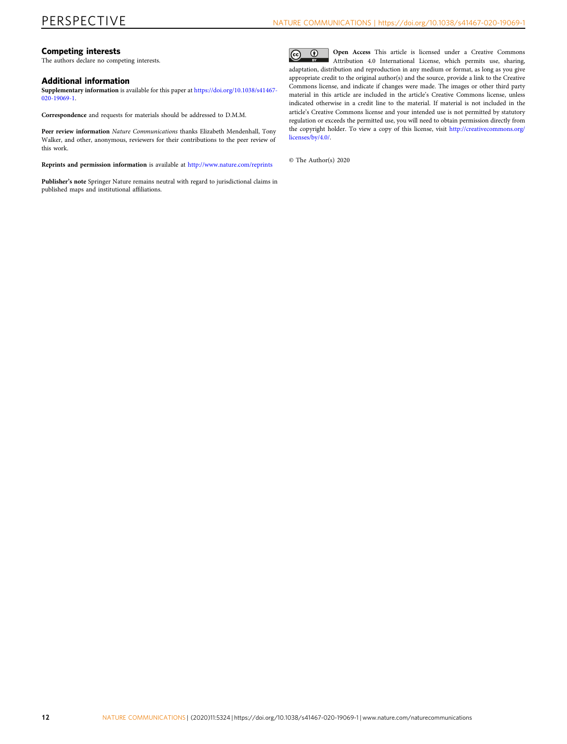## Competing interests

The authors declare no competing interests.

## Additional information

**Supplementary information** is available for this paper at https://doi.org/10.1038/s41467-020-19069-1.

**Correspondence** and requests for materials should be addressed to D.M.M.

**Peer review information** *Nature Communications* thanks Elizabeth Mendenhall, Tony Walker, and other, anonymous, reviewers for their contributions to the peer review of this work.

**Reprints and permission information** is available at http://www.nature.com/reprints

**Publisher's note** Springer Nature remains neutral with regard to jurisdictional claims in published maps and institutional affiliations.

**Open Access** This article is licensed under a Creative Commons Attribution 4.0 International License, which permits use, sharing, adaptation, distribution and reproduction in any medium or format, as long as you give appropriate credit to the original author(s) and the source, provide a link to the Creative Commons license, and indicate if changes were made. The images or other third party material in this article are included in the article's Creative Commons license, unless indicated otherwise in a credit line to the material. If material is not included in the article's Creative Commons license and your intended use is not permitted by statutory regulation or exceeds the permitted use, you will need to obtain permission directly from the copyright holder. To view a copy of this license, visit http://creativecommons.org/licenses/by/4.0/.

© The Author(s) 2020